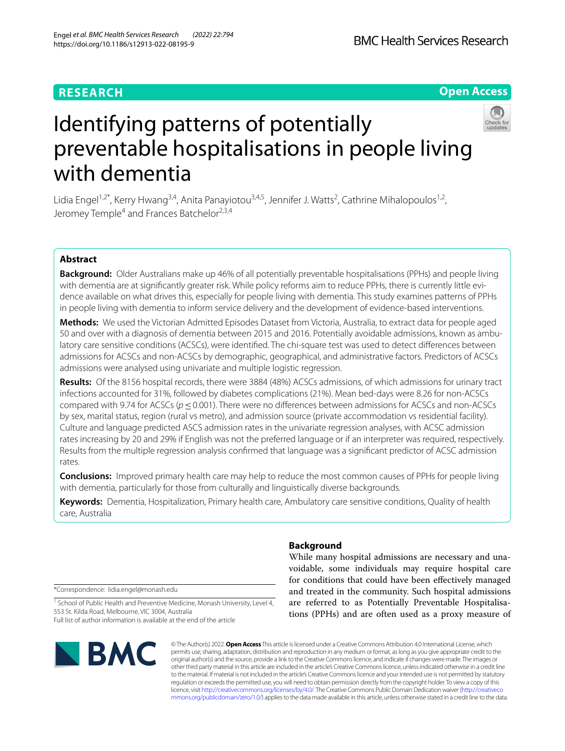RESEARCH

Open Access

# Identifying patterns of potentially preventable hospitalisations in people living with dementia

Lidia Engel[1,2*], Kerry Hwang[3,4], Anita Panayiotou[3,4,5], Jennifer J. Watts[2], Cathrine Mihalopoulos[1,2], Jeromey Temple[4] and Frances Batchelor[2,3,4]

## Abstract

**Background:** Older Australians make up 46% of all potentially preventable hospitalisations (PPHs) and people living with dementia are at significantly greater risk. While policy reforms aim to reduce PPHs, there is currently little evidence available on what drives this, especially for people living with dementia. This study examines patterns of PPHs in people living with dementia to inform service delivery and the development of evidence-based interventions.

**Methods:** We used the Victorian Admitted Episodes Dataset from Victoria, Australia, to extract data for people aged 50 and over with a diagnosis of dementia between 2015 and 2016. Potentially avoidable admissions, known as ambulatory care sensitive conditions (ACSCs), were identified. The chi-square test was used to detect differences between admissions for ACSCs and non-ACSCs by demographic, geographical, and administrative factors. Predictors of ACSCs admissions were analysed using univariate and multiple logistic regression.

**Results:** Of the 8156 hospital records, there were 3884 (48%) ACSCs admissions, of which admissions for urinary tract infections accounted for 31%, followed by diabetes complications (21%). Mean bed-days were 8.26 for non-ACSCs compared with 9.74 for ACSCs ($p \leq 0.001$). There were no differences between admissions for ACSCs and non-ACSCs by sex, marital status, region (rural vs metro), and admission source (private accommodation vs residential facility). Culture and language predicted ASCS admission rates in the univariate regression analyses, with ACSC admission rates increasing by 20 and 29% if English was not the preferred language or if an interpreter was required, respectively. Results from the multiple regression analysis confirmed that language was a significant predictor of ACSC admission rates.

**Conclusions:** Improved primary health care may help to reduce the most common causes of PPHs for people living with dementia, particularly for those from culturally and linguistically diverse backgrounds.

**Keywords:** Dementia, Hospitalization, Primary health care, Ambulatory care sensitive conditions, Quality of health care, Australia

## Background

While many hospital admissions are necessary and unavoidable, some individuals may require hospital care for conditions that could have been effectively managed and treated in the community. Such hospital admissions are referred to as Potentially Preventable Hospitalisations (PPHs) and are often used as a proxy measure of

*Correspondence: lidia.engel@monash.edu

[1] School of Public Health and Preventive Medicine, Monash University, Level 4, 553 St. Kilda Road, Melbourne, VIC 3004, Australia
Full list of author information is available at the end of the article

© The Author(s) 2022. **Open Access** This article is licensed under a Creative Commons Attribution 4.0 International License, which permits use, sharing, adaptation, distribution and reproduction in any medium or format, as long as you give appropriate credit to the original author(s) and the source, provide a link to the Creative Commons licence, and indicate if changes were made. The images or other third party material in this article are included in the article's Creative Commons licence, unless indicated otherwise in a credit line to the material. If material is not included in the article's Creative Commons licence and your intended use is not permitted by statutory regulation or exceeds the permitted use, you will need to obtain permission directly from the copyright holder. To view a copy of this licence, visit http://creativecommons.org/licenses/by/4.0/. The Creative Commons Public Domain Dedication waiver (http://creativecommons.org/publicdomain/zero/1.0/) applies to the data made available in this article, unless otherwise stated in a credit line to the data.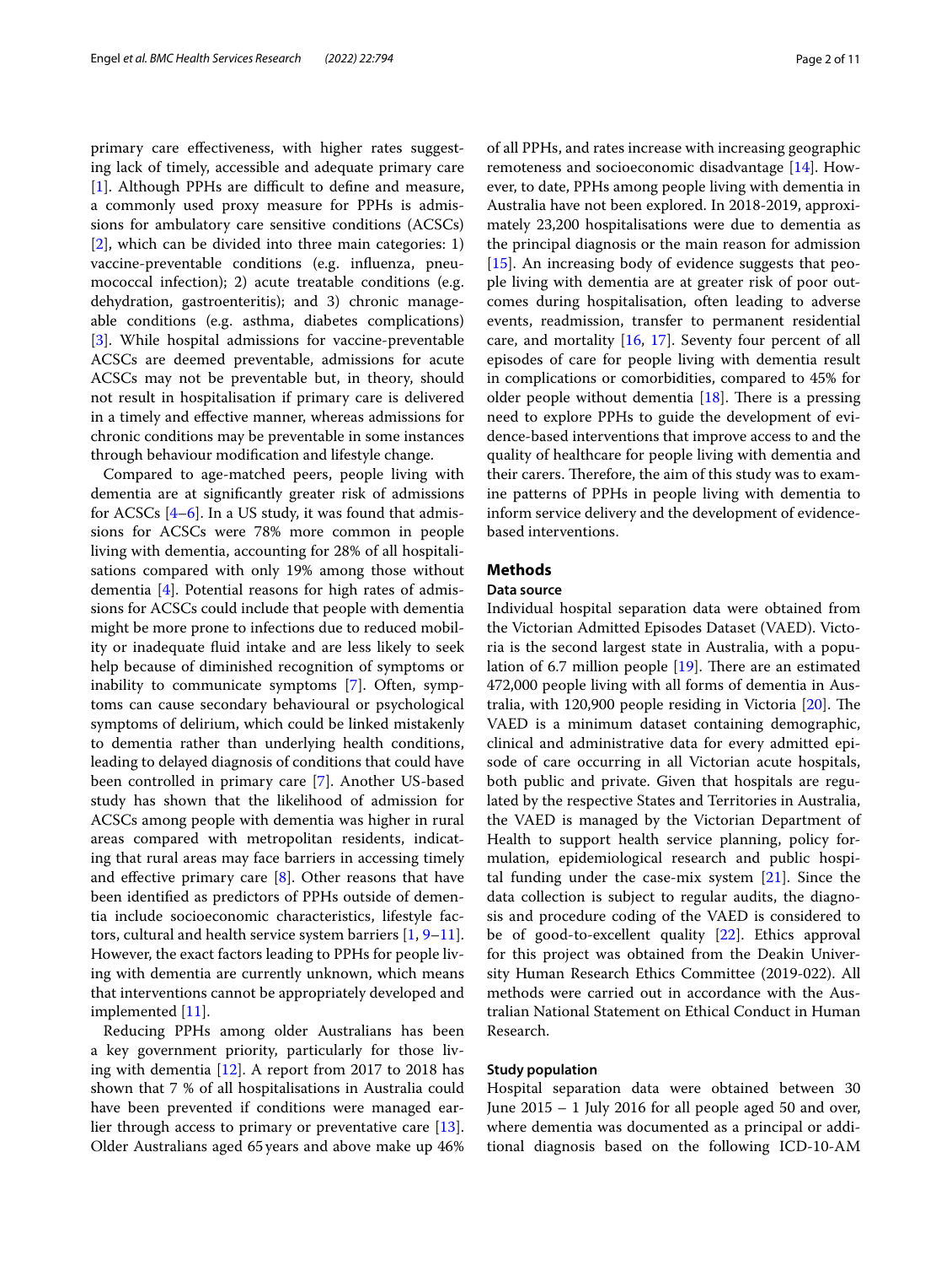primary care effectiveness, with higher rates suggesting lack of timely, accessible and adequate primary care [1]. Although PPHs are difficult to define and measure, a commonly used proxy measure for PPHs is admissions for ambulatory care sensitive conditions (ACSCs) [2], which can be divided into three main categories: 1) vaccine-preventable conditions (e.g. influenza, pneumococcal infection); 2) acute treatable conditions (e.g. dehydration, gastroenteritis); and 3) chronic manageable conditions (e.g. asthma, diabetes complications) [3]. While hospital admissions for vaccine-preventable ACSCs are deemed preventable, admissions for acute ACSCs may not be preventable but, in theory, should not result in hospitalisation if primary care is delivered in a timely and effective manner, whereas admissions for chronic conditions may be preventable in some instances through behaviour modification and lifestyle change.

Compared to age-matched peers, people living with dementia are at significantly greater risk of admissions for ACSCs [4–6]. In a US study, it was found that admissions for ACSCs were 78% more common in people living with dementia, accounting for 28% of all hospitalisations compared with only 19% among those without dementia [4]. Potential reasons for high rates of admissions for ACSCs could include that people with dementia might be more prone to infections due to reduced mobility or inadequate fluid intake and are less likely to seek help because of diminished recognition of symptoms or inability to communicate symptoms [7]. Often, symptoms can cause secondary behavioural or psychological symptoms of delirium, which could be linked mistakenly to dementia rather than underlying health conditions, leading to delayed diagnosis of conditions that could have been controlled in primary care [7]. Another US-based study has shown that the likelihood of admission for ACSCs among people with dementia was higher in rural areas compared with metropolitan residents, indicating that rural areas may face barriers in accessing timely and effective primary care [8]. Other reasons that have been identified as predictors of PPHs outside of dementia include socioeconomic characteristics, lifestyle factors, cultural and health service system barriers [1, 9–11]. However, the exact factors leading to PPHs for people living with dementia are currently unknown, which means that interventions cannot be appropriately developed and implemented [11].

Reducing PPHs among older Australians has been a key government priority, particularly for those living with dementia [12]. A report from 2017 to 2018 has shown that 7 % of all hospitalisations in Australia could have been prevented if conditions were managed earlier through access to primary or preventative care [13]. Older Australians aged 65 years and above make up 46% of all PPHs, and rates increase with increasing geographic remoteness and socioeconomic disadvantage [14]. However, to date, PPHs among people living with dementia in Australia have not been explored. In 2018-2019, approximately 23,200 hospitalisations were due to dementia as the principal diagnosis or the main reason for admission [15]. An increasing body of evidence suggests that people living with dementia are at greater risk of poor outcomes during hospitalisation, often leading to adverse events, readmission, transfer to permanent residential care, and mortality [16, 17]. Seventy four percent of all episodes of care for people living with dementia result in complications or comorbidities, compared to 45% for older people without dementia [18]. There is a pressing need to explore PPHs to guide the development of evidence-based interventions that improve access to and the quality of healthcare for people living with dementia and their carers. Therefore, the aim of this study was to examine patterns of PPHs in people living with dementia to inform service delivery and the development of evidence-based interventions.

## Methods

### Data source

Individual hospital separation data were obtained from the Victorian Admitted Episodes Dataset (VAED). Victoria is the second largest state in Australia, with a population of 6.7 million people [19]. There are an estimated 472,000 people living with all forms of dementia in Australia, with 120,900 people residing in Victoria [20]. The VAED is a minimum dataset containing demographic, clinical and administrative data for every admitted episode of care occurring in all Victorian acute hospitals, both public and private. Given that hospitals are regulated by the respective States and Territories in Australia, the VAED is managed by the Victorian Department of Health to support health service planning, policy formulation, epidemiological research and public hospital funding under the case-mix system [21]. Since the data collection is subject to regular audits, the diagnosis and procedure coding of the VAED is considered to be of good-to-excellent quality [22]. Ethics approval for this project was obtained from the Deakin University Human Research Ethics Committee (2019-022). All methods were carried out in accordance with the Australian National Statement on Ethical Conduct in Human Research.

### Study population

Hospital separation data were obtained between 30 June 2015 – 1 July 2016 for all people aged 50 and over, where dementia was documented as a principal or additional diagnosis based on the following ICD-10-AM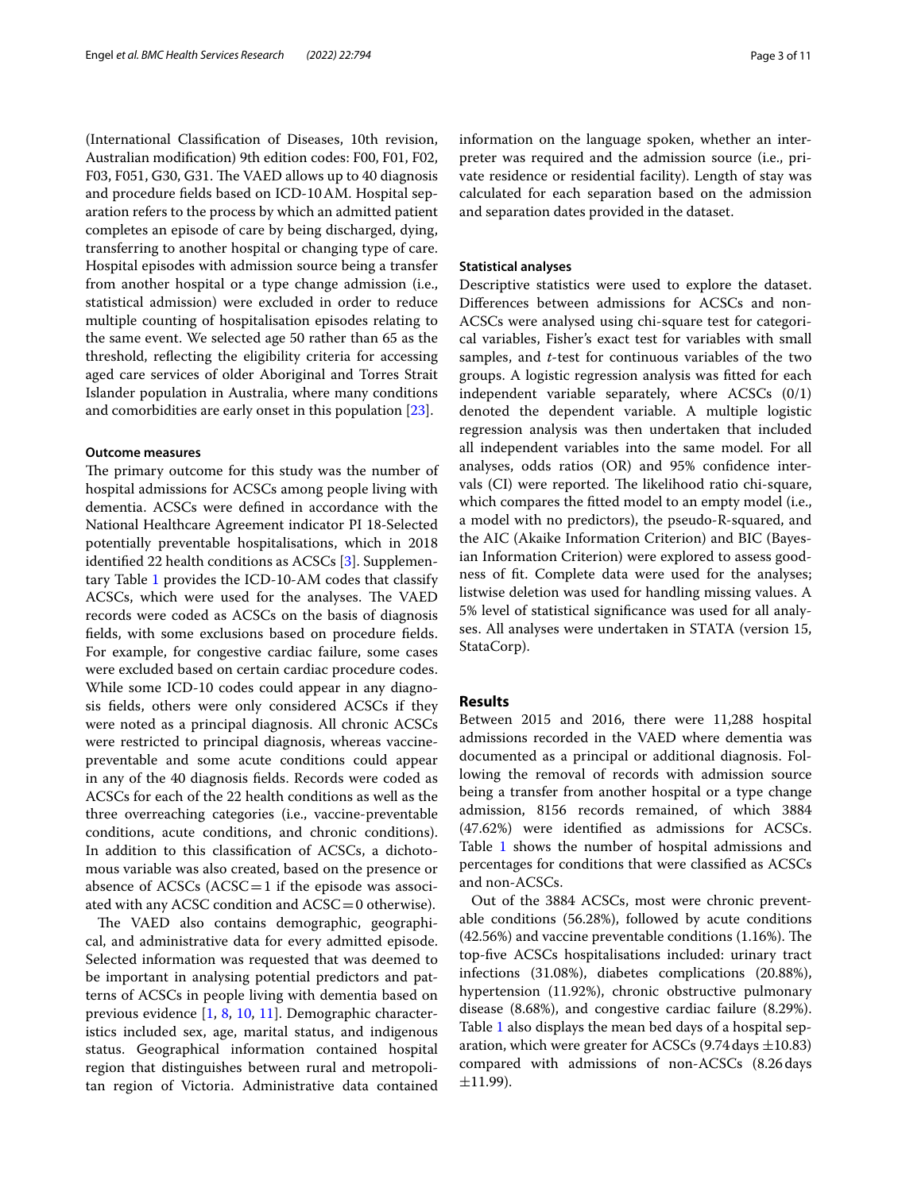(International Classification of Diseases, 10th revision, Australian modification) 9th edition codes: F00, F01, F02, F03, F051, G30, G31. The VAED allows up to 40 diagnosis and procedure fields based on ICD-10AM. Hospital separation refers to the process by which an admitted patient completes an episode of care by being discharged, dying, transferring to another hospital or changing type of care. Hospital episodes with admission source being a transfer from another hospital or a type change admission (i.e., statistical admission) were excluded in order to reduce multiple counting of hospitalisation episodes relating to the same event. We selected age 50 rather than 65 as the threshold, reflecting the eligibility criteria for accessing aged care services of older Aboriginal and Torres Strait Islander population in Australia, where many conditions and comorbidities are early onset in this population [23].

#### Outcome measures

The primary outcome for this study was the number of hospital admissions for ACSCs among people living with dementia. ACSCs were defined in accordance with the National Healthcare Agreement indicator PI 18-Selected potentially preventable hospitalisations, which in 2018 identified 22 health conditions as ACSCs [3]. Supplementary Table 1 provides the ICD-10-AM codes that classify ACSCs, which were used for the analyses. The VAED records were coded as ACSCs on the basis of diagnosis fields, with some exclusions based on procedure fields. For example, for congestive cardiac failure, some cases were excluded based on certain cardiac procedure codes. While some ICD-10 codes could appear in any diagnosis fields, others were only considered ACSCs if they were noted as a principal diagnosis. All chronic ACSCs were restricted to principal diagnosis, whereas vaccine-preventable and some acute conditions could appear in any of the 40 diagnosis fields. Records were coded as ACSCs for each of the 22 health conditions as well as the three overreaching categories (i.e., vaccine-preventable conditions, acute conditions, and chronic conditions). In addition to this classification of ACSCs, a dichotomous variable was also created, based on the presence or absence of ACSCs (ACSC = 1 if the episode was associated with any ACSC condition and ACSC = 0 otherwise).

The VAED also contains demographic, geographical, and administrative data for every admitted episode. Selected information was requested that was deemed to be important in analysing potential predictors and patterns of ACSCs in people living with dementia based on previous evidence [1, 8, 10, 11]. Demographic characteristics included sex, age, marital status, and indigenous status. Geographical information contained hospital region that distinguishes between rural and metropolitan region of Victoria. Administrative data contained information on the language spoken, whether an interpreter was required and the admission source (i.e., private residence or residential facility). Length of stay was calculated for each separation based on the admission and separation dates provided in the dataset.

#### Statistical analyses

Descriptive statistics were used to explore the dataset. Differences between admissions for ACSCs and non-ACSCs were analysed using chi-square test for categorical variables, Fisher's exact test for variables with small samples, and *t*-test for continuous variables of the two groups. A logistic regression analysis was fitted for each independent variable separately, where ACSCs (0/1) denoted the dependent variable. A multiple logistic regression analysis was then undertaken that included all independent variables into the same model. For all analyses, odds ratios (OR) and 95% confidence intervals (CI) were reported. The likelihood ratio chi-square, which compares the fitted model to an empty model (i.e., a model with no predictors), the pseudo-R-squared, and the AIC (Akaike Information Criterion) and BIC (Bayesian Information Criterion) were explored to assess goodness of fit. Complete data were used for the analyses; listwise deletion was used for handling missing values. A 5% level of statistical significance was used for all analyses. All analyses were undertaken in STATA (version 15, StataCorp).

## Results

Between 2015 and 2016, there were 11,288 hospital admissions recorded in the VAED where dementia was documented as a principal or additional diagnosis. Following the removal of records with admission source being a transfer from another hospital or a type change admission, 8156 records remained, of which 3884 (47.62%) were identified as admissions for ACSCs. Table 1 shows the number of hospital admissions and percentages for conditions that were classified as ACSCs and non-ACSCs.

Out of the 3884 ACSCs, most were chronic preventable conditions (56.28%), followed by acute conditions (42.56%) and vaccine preventable conditions (1.16%). The top-five ACSCs hospitalisations included: urinary tract infections (31.08%), diabetes complications (20.88%), hypertension (11.92%), chronic obstructive pulmonary disease (8.68%), and congestive cardiac failure (8.29%). Table 1 also displays the mean bed days of a hospital separation, which were greater for ACSCs (9.74 days ±10.83) compared with admissions of non-ACSCs (8.26 days ±11.99).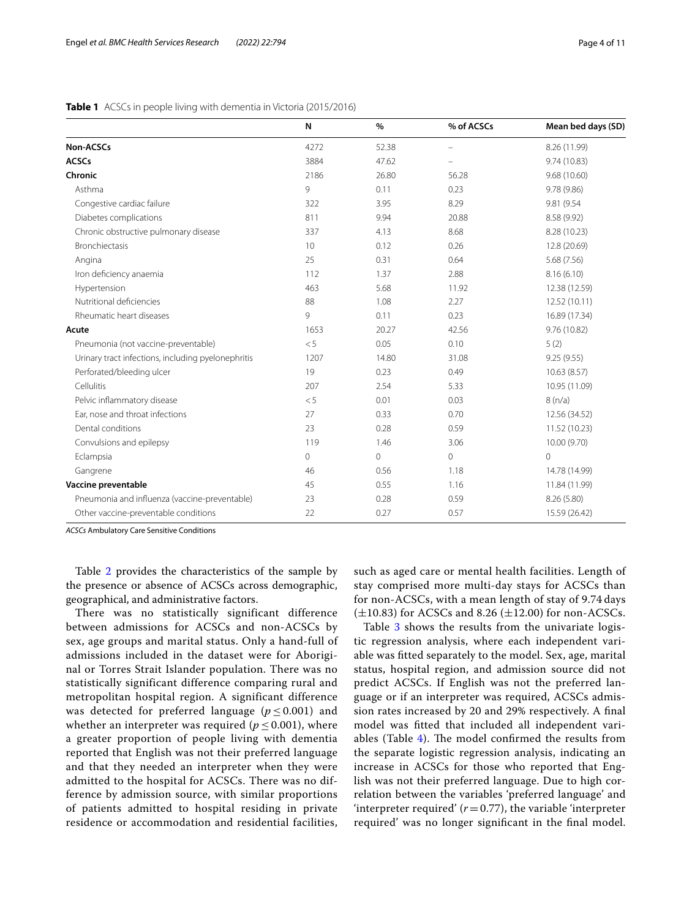**Table 1** ACSCs in people living with dementia in Victoria (2015/2016)

| | N | % | % of ACSCs | Mean bed days (SD) |
|---|---|---|---|---|
| **Non-ACSCs** | 4272 | 52.38 | – | 8.26 (11.99) |
| **ACSCs** | 3884 | 47.62 | – | 9.74 (10.83) |
| **Chronic** | 2186 | 26.80 | 56.28 | 9.68 (10.60) |
| Asthma | 9 | 0.11 | 0.23 | 9.78 (9.86) |
| Congestive cardiac failure | 322 | 3.95 | 8.29 | 9.81 (9.54 |
| Diabetes complications | 811 | 9.94 | 20.88 | 8.58 (9.92) |
| Chronic obstructive pulmonary disease | 337 | 4.13 | 8.68 | 8.28 (10.23) |
| Bronchiectasis | 10 | 0.12 | 0.26 | 12.8 (20.69) |
| Angina | 25 | 0.31 | 0.64 | 5.68 (7.56) |
| Iron deficiency anaemia | 112 | 1.37 | 2.88 | 8.16 (6.10) |
| Hypertension | 463 | 5.68 | 11.92 | 12.38 (12.59) |
| Nutritional deficiencies | 88 | 1.08 | 2.27 | 12.52 (10.11) |
| Rheumatic heart diseases | 9 | 0.11 | 0.23 | 16.89 (17.34) |
| **Acute** | 1653 | 20.27 | 42.56 | 9.76 (10.82) |
| Pneumonia (not vaccine-preventable) | <5 | 0.05 | 0.10 | 5 (2) |
| Urinary tract infections, including pyelonephritis | 1207 | 14.80 | 31.08 | 9.25 (9.55) |
| Perforated/bleeding ulcer | 19 | 0.23 | 0.49 | 10.63 (8.57) |
| Cellulitis | 207 | 2.54 | 5.33 | 10.95 (11.09) |
| Pelvic inflammatory disease | <5 | 0.01 | 0.03 | 8 (n/a) |
| Ear, nose and throat infections | 27 | 0.33 | 0.70 | 12.56 (34.52) |
| Dental conditions | 23 | 0.28 | 0.59 | 11.52 (10.23) |
| Convulsions and epilepsy | 119 | 1.46 | 3.06 | 10.00 (9.70) |
| Eclampsia | 0 | 0 | 0 | 0 |
| Gangrene | 46 | 0.56 | 1.18 | 14.78 (14.99) |
| **Vaccine preventable** | 45 | 0.55 | 1.16 | 11.84 (11.99) |
| Pneumonia and influenza (vaccine-preventable) | 23 | 0.28 | 0.59 | 8.26 (5.80) |
| Other vaccine-preventable conditions | 22 | 0.27 | 0.57 | 15.59 (26.42) |

*ACSCs* Ambulatory Care Sensitive Conditions

Table 2 provides the characteristics of the sample by the presence or absence of ACSCs across demographic, geographical, and administrative factors.

There was no statistically significant difference between admissions for ACSCs and non-ACSCs by sex, age groups and marital status. Only a hand-full of admissions included in the dataset were for Aboriginal or Torres Strait Islander population. There was no statistically significant difference comparing rural and metropolitan hospital region. A significant difference was detected for preferred language ($p \leq 0.001$) and whether an interpreter was required ($p \leq 0.001$), where a greater proportion of people living with dementia reported that English was not their preferred language and that they needed an interpreter when they were admitted to the hospital for ACSCs. There was no difference by admission source, with similar proportions of patients admitted to hospital residing in private residence or accommodation and residential facilities, such as aged care or mental health facilities. Length of stay comprised more multi-day stays for ACSCs than for non-ACSCs, with a mean length of stay of 9.74 days ($\pm$10.83) for ACSCs and 8.26 ($\pm$12.00) for non-ACSCs.

Table 3 shows the results from the univariate logistic regression analysis, where each independent variable was fitted separately to the model. Sex, age, marital status, hospital region, and admission source did not predict ACSCs. If English was not the preferred language or if an interpreter was required, ACSCs admission rates increased by 20 and 29% respectively. A final model was fitted that included all independent variables (Table 4). The model confirmed the results from the separate logistic regression analysis, indicating an increase in ACSCs for those who reported that English was not their preferred language. Due to high correlation between the variables 'preferred language' and 'interpreter required' ($r = 0.77$), the variable 'interpreter required' was no longer significant in the final model.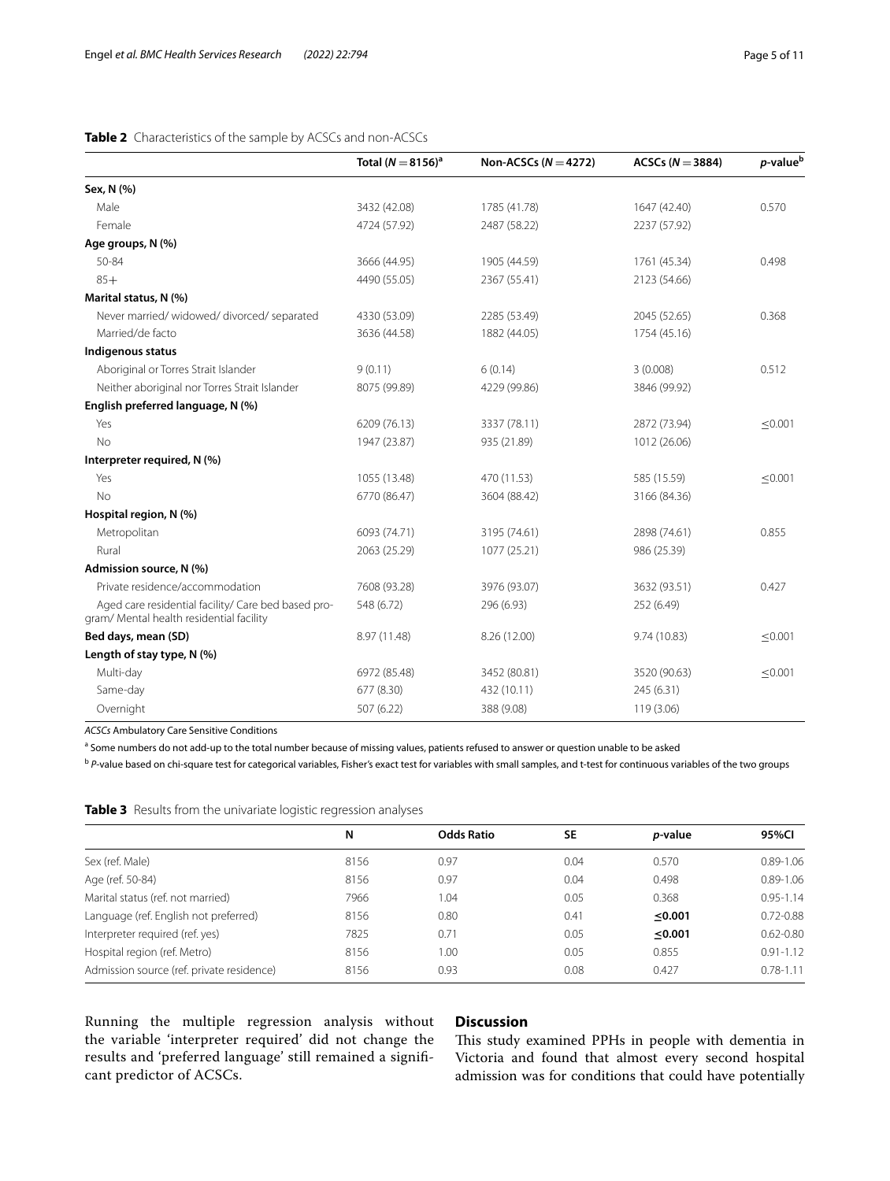**Table 2** Characteristics of the sample by ACSCs and non-ACSCs

| | Total ($N = 8156$)[a] | Non-ACSCs ($N = 4272$) | ACSCs ($N = 3884$) | $p$-value[b] |
|---|---|---|---|---|
| **Sex, N (%)** | | | | |
| Male | 3432 (42.08) | 1785 (41.78) | 1647 (42.40) | 0.570 |
| Female | 4724 (57.92) | 2487 (58.22) | 2237 (57.92) | |
| **Age groups, N (%)** | | | | |
| 50-84 | 3666 (44.95) | 1905 (44.59) | 1761 (45.34) | 0.498 |
| 85+ | 4490 (55.05) | 2367 (55.41) | 2123 (54.66) | |
| **Marital status, N (%)** | | | | |
| Never married/ widowed/ divorced/ separated | 4330 (53.09) | 2285 (53.49) | 2045 (52.65) | 0.368 |
| Married/de facto | 3636 (44.58) | 1882 (44.05) | 1754 (45.16) | |
| **Indigenous status** | | | | |
| Aboriginal or Torres Strait Islander | 9 (0.11) | 6 (0.14) | 3 (0.008) | 0.512 |
| Neither aboriginal nor Torres Strait Islander | 8075 (99.89) | 4229 (99.86) | 3846 (99.92) | |
| **English preferred language, N (%)** | | | | |
| Yes | 6209 (76.13) | 3337 (78.11) | 2872 (73.94) | ≤0.001 |
| No | 1947 (23.87) | 935 (21.89) | 1012 (26.06) | |
| **Interpreter required, N (%)** | | | | |
| Yes | 1055 (13.48) | 470 (11.53) | 585 (15.59) | ≤0.001 |
| No | 6770 (86.47) | 3604 (88.42) | 3166 (84.36) | |
| **Hospital region, N (%)** | | | | |
| Metropolitan | 6093 (74.71) | 3195 (74.61) | 2898 (74.61) | 0.855 |
| Rural | 2063 (25.29) | 1077 (25.21) | 986 (25.39) | |
| **Admission source, N (%)** | | | | |
| Private residence/accommodation | 7608 (93.28) | 3976 (93.07) | 3632 (93.51) | 0.427 |
| Aged care residential facility/ Care bed based program/ Mental health residential facility | 548 (6.72) | 296 (6.93) | 252 (6.49) | |
| **Bed days, mean (SD)** | 8.97 (11.48) | 8.26 (12.00) | 9.74 (10.83) | ≤0.001 |
| **Length of stay type, N (%)** | | | | |
| Multi-day | 6972 (85.48) | 3452 (80.81) | 3520 (90.63) | ≤0.001 |
| Same-day | 677 (8.30) | 432 (10.11) | 245 (6.31) | |
| Overnight | 507 (6.22) | 388 (9.08) | 119 (3.06) | |

*ACSCs* Ambulatory Care Sensitive Conditions

[a] Some numbers do not add-up to the total number because of missing values, patients refused to answer or question unable to be asked

[b] *P*-value based on chi-square test for categorical variables, Fisher's exact test for variables with small samples, and t-test for continuous variables of the two groups

**Table 3** Results from the univariate logistic regression analyses

| | N | Odds Ratio | SE | $p$-value | 95%CI |
|---|---|---|---|---|---|
| Sex (ref. Male) | 8156 | 0.97 | 0.04 | 0.570 | 0.89-1.06 |
| Age (ref. 50-84) | 8156 | 0.97 | 0.04 | 0.498 | 0.89-1.06 |
| Marital status (ref. not married) | 7966 | 1.04 | 0.05 | 0.368 | 0.95-1.14 |
| Language (ref. English not preferred) | 8156 | 0.80 | 0.41 | **≤0.001** | 0.72-0.88 |
| Interpreter required (ref. yes) | 7825 | 0.71 | 0.05 | **≤0.001** | 0.62-0.80 |
| Hospital region (ref. Metro) | 8156 | 1.00 | 0.05 | 0.855 | 0.91-1.12 |
| Admission source (ref. private residence) | 8156 | 0.93 | 0.08 | 0.427 | 0.78-1.11 |

Running the multiple regression analysis without the variable 'interpreter required' did not change the results and 'preferred language' still remained a significant predictor of ACSCs.

## Discussion

This study examined PPHs in people with dementia in Victoria and found that almost every second hospital admission was for conditions that could have potentially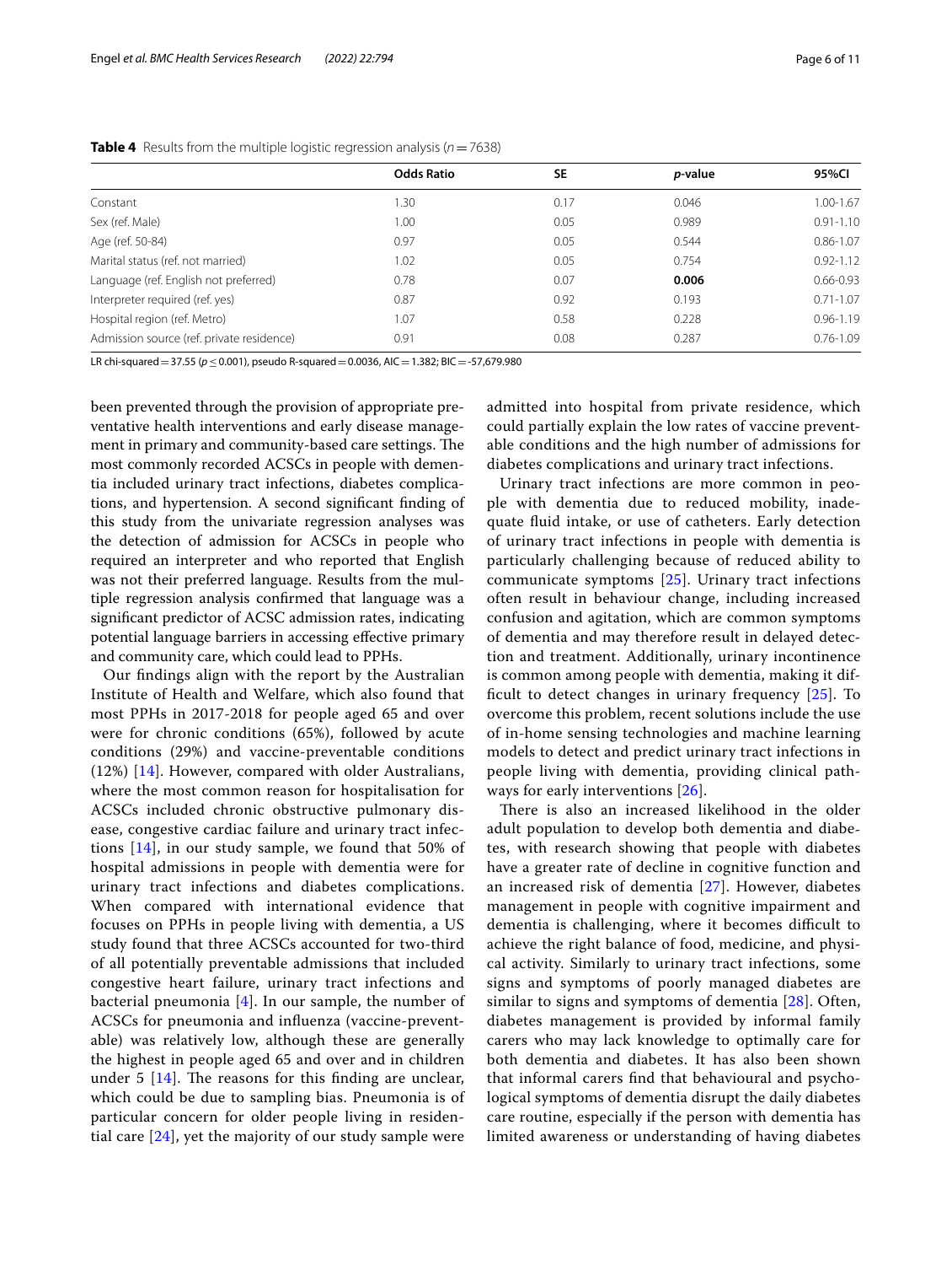**Table 4** Results from the multiple logistic regression analysis ($n = 7638$)

| | Odds Ratio | SE | *p*-value | 95%CI |
|---|---|---|---|---|
| Constant | 1.30 | 0.17 | 0.046 | 1.00-1.67 |
| Sex (ref. Male) | 1.00 | 0.05 | 0.989 | 0.91-1.10 |
| Age (ref. 50-84) | 0.97 | 0.05 | 0.544 | 0.86-1.07 |
| Marital status (ref. not married) | 1.02 | 0.05 | 0.754 | 0.92-1.12 |
| Language (ref. English not preferred) | 0.78 | 0.07 | **0.006** | 0.66-0.93 |
| Interpreter required (ref. yes) | 0.87 | 0.92 | 0.193 | 0.71-1.07 |
| Hospital region (ref. Metro) | 1.07 | 0.58 | 0.228 | 0.96-1.19 |
| Admission source (ref. private residence) | 0.91 | 0.08 | 0.287 | 0.76-1.09 |

LR chi-squared = 37.55 ($p \leq 0.001$), pseudo R-squared = 0.0036, AIC = 1.382; BIC = -57,679.980

been prevented through the provision of appropriate preventative health interventions and early disease management in primary and community-based care settings. The most commonly recorded ACSCs in people with dementia included urinary tract infections, diabetes complications, and hypertension. A second significant finding of this study from the univariate regression analyses was the detection of admission for ACSCs in people who required an interpreter and who reported that English was not their preferred language. Results from the multiple regression analysis confirmed that language was a significant predictor of ACSC admission rates, indicating potential language barriers in accessing effective primary and community care, which could lead to PPHs.

Our findings align with the report by the Australian Institute of Health and Welfare, which also found that most PPHs in 2017-2018 for people aged 65 and over were for chronic conditions (65%), followed by acute conditions (29%) and vaccine-preventable conditions (12%) [14]. However, compared with older Australians, where the most common reason for hospitalisation for ACSCs included chronic obstructive pulmonary disease, congestive cardiac failure and urinary tract infections [14], in our study sample, we found that 50% of hospital admissions in people with dementia were for urinary tract infections and diabetes complications. When compared with international evidence that focuses on PPHs in people living with dementia, a US study found that three ACSCs accounted for two-third of all potentially preventable admissions that included congestive heart failure, urinary tract infections and bacterial pneumonia [4]. In our sample, the number of ACSCs for pneumonia and influenza (vaccine-preventable) was relatively low, although these are generally the highest in people aged 65 and over and in children under 5 [14]. The reasons for this finding are unclear, which could be due to sampling bias. Pneumonia is of particular concern for older people living in residential care [24], yet the majority of our study sample were admitted into hospital from private residence, which could partially explain the low rates of vaccine preventable conditions and the high number of admissions for diabetes complications and urinary tract infections.

Urinary tract infections are more common in people with dementia due to reduced mobility, inadequate fluid intake, or use of catheters. Early detection of urinary tract infections in people with dementia is particularly challenging because of reduced ability to communicate symptoms [25]. Urinary tract infections often result in behaviour change, including increased confusion and agitation, which are common symptoms of dementia and may therefore result in delayed detection and treatment. Additionally, urinary incontinence is common among people with dementia, making it difficult to detect changes in urinary frequency [25]. To overcome this problem, recent solutions include the use of in-home sensing technologies and machine learning models to detect and predict urinary tract infections in people living with dementia, providing clinical pathways for early interventions [26].

There is also an increased likelihood in the older adult population to develop both dementia and diabetes, with research showing that people with diabetes have a greater rate of decline in cognitive function and an increased risk of dementia [27]. However, diabetes management in people with cognitive impairment and dementia is challenging, where it becomes difficult to achieve the right balance of food, medicine, and physical activity. Similarly to urinary tract infections, some signs and symptoms of poorly managed diabetes are similar to signs and symptoms of dementia [28]. Often, diabetes management is provided by informal family carers who may lack knowledge to optimally care for both dementia and diabetes. It has also been shown that informal carers find that behavioural and psychological symptoms of dementia disrupt the daily diabetes care routine, especially if the person with dementia has limited awareness or understanding of having diabetes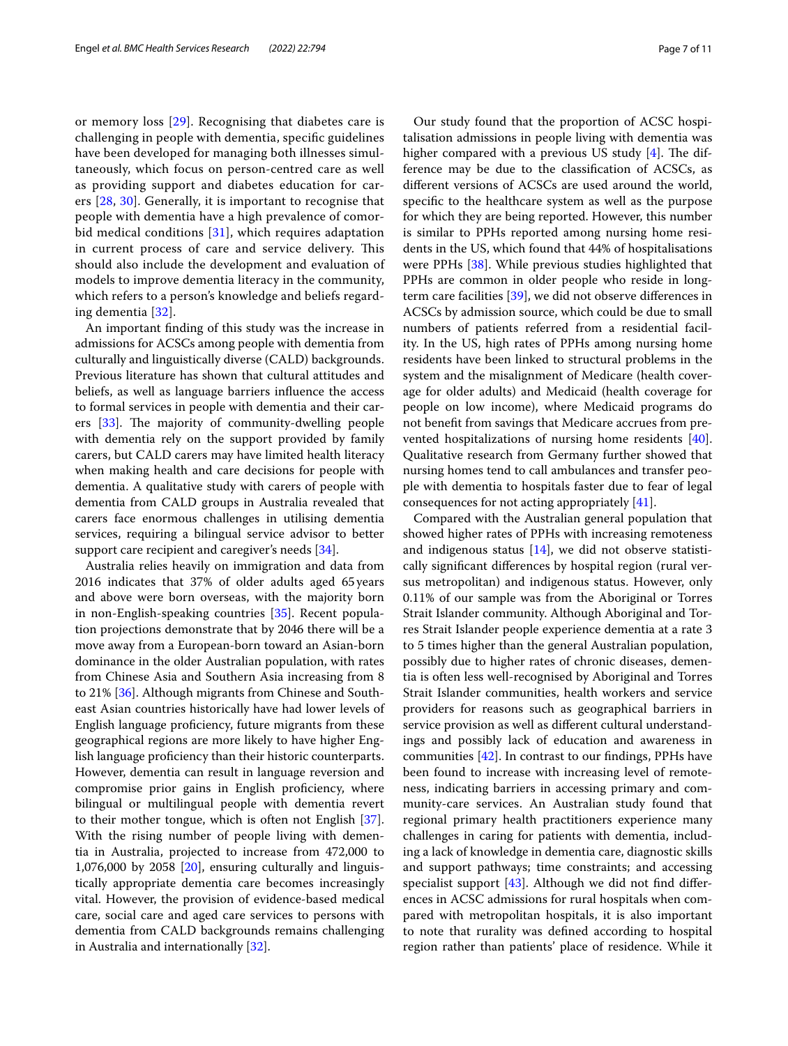or memory loss [29]. Recognising that diabetes care is challenging in people with dementia, specific guidelines have been developed for managing both illnesses simultaneously, which focus on person-centred care as well as providing support and diabetes education for carers [28, 30]. Generally, it is important to recognise that people with dementia have a high prevalence of comorbid medical conditions [31], which requires adaptation in current process of care and service delivery. This should also include the development and evaluation of models to improve dementia literacy in the community, which refers to a person's knowledge and beliefs regarding dementia [32].

An important finding of this study was the increase in admissions for ACSCs among people with dementia from culturally and linguistically diverse (CALD) backgrounds. Previous literature has shown that cultural attitudes and beliefs, as well as language barriers influence the access to formal services in people with dementia and their carers [33]. The majority of community-dwelling people with dementia rely on the support provided by family carers, but CALD carers may have limited health literacy when making health and care decisions for people with dementia. A qualitative study with carers of people with dementia from CALD groups in Australia revealed that carers face enormous challenges in utilising dementia services, requiring a bilingual service advisor to better support care recipient and caregiver's needs [34].

Australia relies heavily on immigration and data from 2016 indicates that 37% of older adults aged 65 years and above were born overseas, with the majority born in non-English-speaking countries [35]. Recent population projections demonstrate that by 2046 there will be a move away from a European-born toward an Asian-born dominance in the older Australian population, with rates from Chinese Asia and Southern Asia increasing from 8 to 21% [36]. Although migrants from Chinese and Southeast Asian countries historically have had lower levels of English language proficiency, future migrants from these geographical regions are more likely to have higher English language proficiency than their historic counterparts. However, dementia can result in language reversion and compromise prior gains in English proficiency, where bilingual or multilingual people with dementia revert to their mother tongue, which is often not English [37]. With the rising number of people living with dementia in Australia, projected to increase from 472,000 to 1,076,000 by 2058 [20], ensuring culturally and linguistically appropriate dementia care becomes increasingly vital. However, the provision of evidence-based medical care, social care and aged care services to persons with dementia from CALD backgrounds remains challenging in Australia and internationally [32].

Our study found that the proportion of ACSC hospitalisation admissions in people living with dementia was higher compared with a previous US study [4]. The difference may be due to the classification of ACSCs, as different versions of ACSCs are used around the world, specific to the healthcare system as well as the purpose for which they are being reported. However, this number is similar to PPHs reported among nursing home residents in the US, which found that 44% of hospitalisations were PPHs [38]. While previous studies highlighted that PPHs are common in older people who reside in long-term care facilities [39], we did not observe differences in ACSCs by admission source, which could be due to small numbers of patients referred from a residential facility. In the US, high rates of PPHs among nursing home residents have been linked to structural problems in the system and the misalignment of Medicare (health coverage for older adults) and Medicaid (health coverage for people on low income), where Medicaid programs do not benefit from savings that Medicare accrues from prevented hospitalizations of nursing home residents [40]. Qualitative research from Germany further showed that nursing homes tend to call ambulances and transfer people with dementia to hospitals faster due to fear of legal consequences for not acting appropriately [41].

Compared with the Australian general population that showed higher rates of PPHs with increasing remoteness and indigenous status [14], we did not observe statistically significant differences by hospital region (rural versus metropolitan) and indigenous status. However, only 0.11% of our sample was from the Aboriginal or Torres Strait Islander community. Although Aboriginal and Torres Strait Islander people experience dementia at a rate 3 to 5 times higher than the general Australian population, possibly due to higher rates of chronic diseases, dementia is often less well-recognised by Aboriginal and Torres Strait Islander communities, health workers and service providers for reasons such as geographical barriers in service provision as well as different cultural understandings and possibly lack of education and awareness in communities [42]. In contrast to our findings, PPHs have been found to increase with increasing level of remoteness, indicating barriers in accessing primary and community-care services. An Australian study found that regional primary health practitioners experience many challenges in caring for patients with dementia, including a lack of knowledge in dementia care, diagnostic skills and support pathways; time constraints; and accessing specialist support [43]. Although we did not find differences in ACSC admissions for rural hospitals when compared with metropolitan hospitals, it is also important to note that rurality was defined according to hospital region rather than patients' place of residence. While it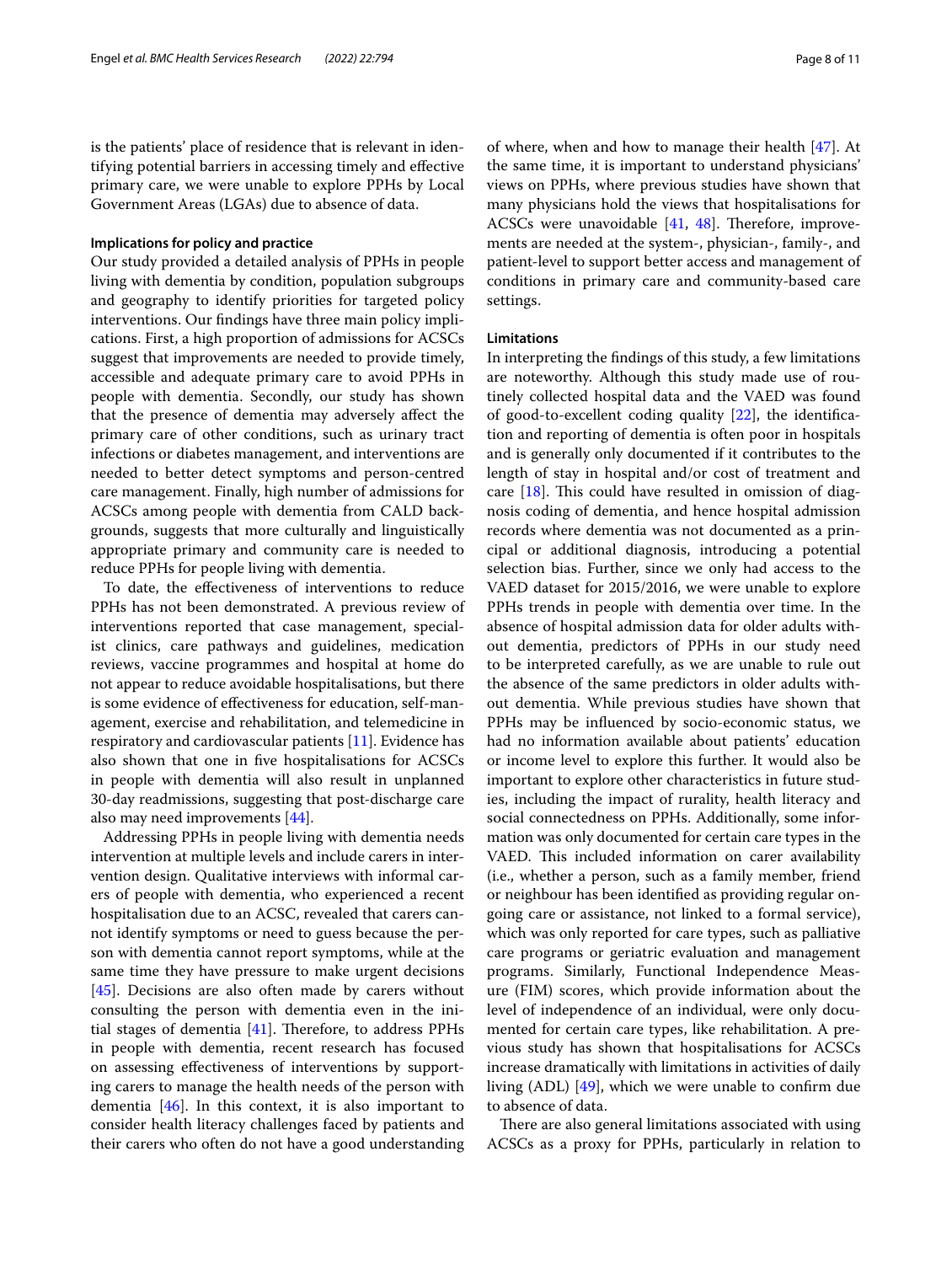is the patients' place of residence that is relevant in identifying potential barriers in accessing timely and effective primary care, we were unable to explore PPHs by Local Government Areas (LGAs) due to absence of data.

### Implications for policy and practice

Our study provided a detailed analysis of PPHs in people living with dementia by condition, population subgroups and geography to identify priorities for targeted policy interventions. Our findings have three main policy implications. First, a high proportion of admissions for ACSCs suggest that improvements are needed to provide timely, accessible and adequate primary care to avoid PPHs in people with dementia. Secondly, our study has shown that the presence of dementia may adversely affect the primary care of other conditions, such as urinary tract infections or diabetes management, and interventions are needed to better detect symptoms and person-centred care management. Finally, high number of admissions for ACSCs among people with dementia from CALD backgrounds, suggests that more culturally and linguistically appropriate primary and community care is needed to reduce PPHs for people living with dementia.

To date, the effectiveness of interventions to reduce PPHs has not been demonstrated. A previous review of interventions reported that case management, specialist clinics, care pathways and guidelines, medication reviews, vaccine programmes and hospital at home do not appear to reduce avoidable hospitalisations, but there is some evidence of effectiveness for education, self-management, exercise and rehabilitation, and telemedicine in respiratory and cardiovascular patients [11]. Evidence has also shown that one in five hospitalisations for ACSCs in people with dementia will also result in unplanned 30-day readmissions, suggesting that post-discharge care also may need improvements [44].

Addressing PPHs in people living with dementia needs intervention at multiple levels and include carers in intervention design. Qualitative interviews with informal carers of people with dementia, who experienced a recent hospitalisation due to an ACSC, revealed that carers cannot identify symptoms or need to guess because the person with dementia cannot report symptoms, while at the same time they have pressure to make urgent decisions [45]. Decisions are also often made by carers without consulting the person with dementia even in the initial stages of dementia [41]. Therefore, to address PPHs in people with dementia, recent research has focused on assessing effectiveness of interventions by supporting carers to manage the health needs of the person with dementia [46]. In this context, it is also important to consider health literacy challenges faced by patients and their carers who often do not have a good understanding of where, when and how to manage their health [47]. At the same time, it is important to understand physicians' views on PPHs, where previous studies have shown that many physicians hold the views that hospitalisations for ACSCs were unavoidable [41, 48]. Therefore, improvements are needed at the system-, physician-, family-, and patient-level to support better access and management of conditions in primary care and community-based care settings.

### Limitations

In interpreting the findings of this study, a few limitations are noteworthy. Although this study made use of routinely collected hospital data and the VAED was found of good-to-excellent coding quality [22], the identification and reporting of dementia is often poor in hospitals and is generally only documented if it contributes to the length of stay in hospital and/or cost of treatment and care [18]. This could have resulted in omission of diagnosis coding of dementia, and hence hospital admission records where dementia was not documented as a principal or additional diagnosis, introducing a potential selection bias. Further, since we only had access to the VAED dataset for 2015/2016, we were unable to explore PPHs trends in people with dementia over time. In the absence of hospital admission data for older adults without dementia, predictors of PPHs in our study need to be interpreted carefully, as we are unable to rule out the absence of the same predictors in older adults without dementia. While previous studies have shown that PPHs may be influenced by socio-economic status, we had no information available about patients' education or income level to explore this further. It would also be important to explore other characteristics in future studies, including the impact of rurality, health literacy and social connectedness on PPHs. Additionally, some information was only documented for certain care types in the VAED. This included information on carer availability (i.e., whether a person, such as a family member, friend or neighbour has been identified as providing regular ongoing care or assistance, not linked to a formal service), which was only reported for care types, such as palliative care programs or geriatric evaluation and management programs. Similarly, Functional Independence Measure (FIM) scores, which provide information about the level of independence of an individual, were only documented for certain care types, like rehabilitation. A previous study has shown that hospitalisations for ACSCs increase dramatically with limitations in activities of daily living (ADL) [49], which we were unable to confirm due to absence of data.

There are also general limitations associated with using ACSCs as a proxy for PPHs, particularly in relation to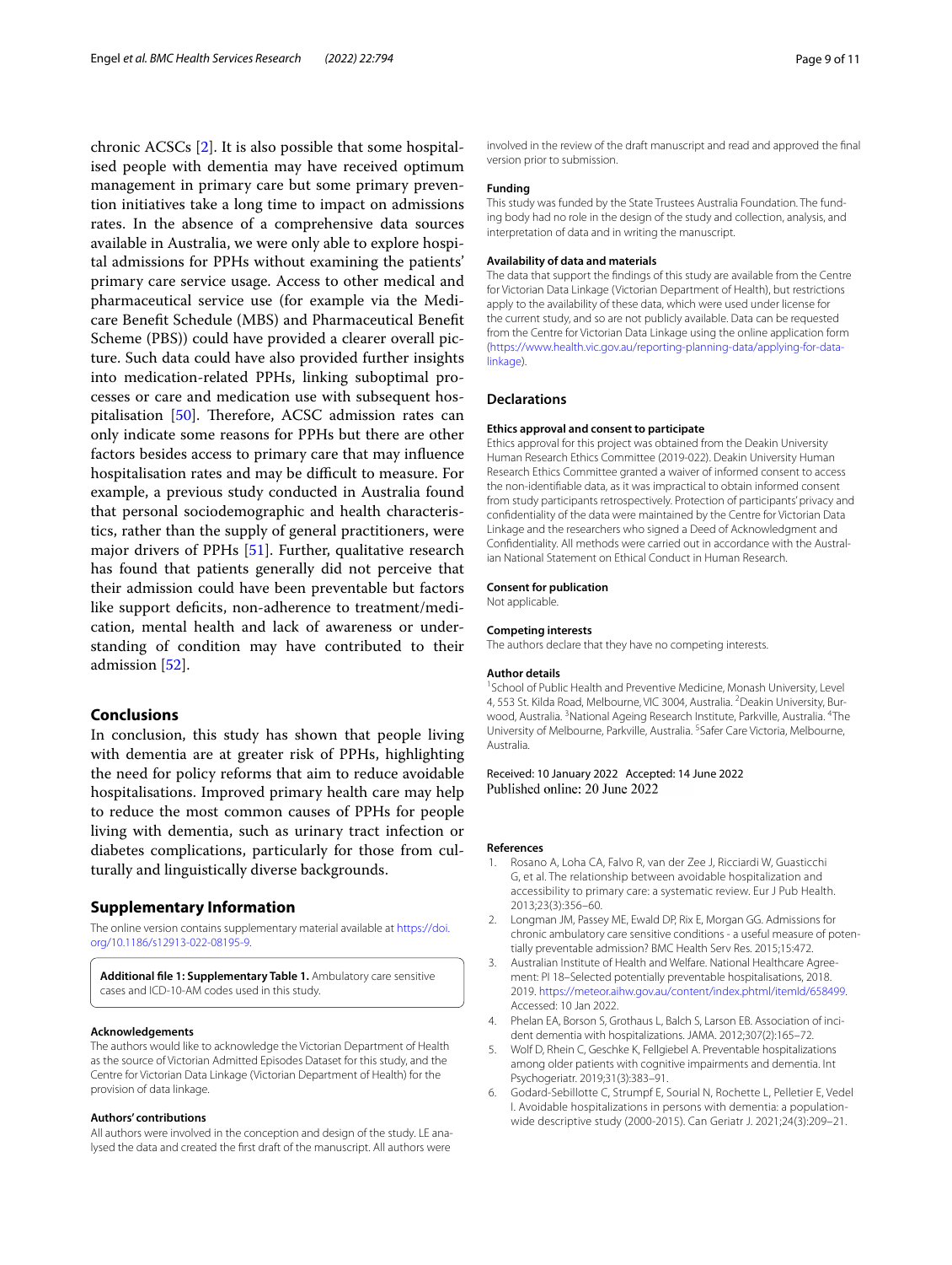chronic ACSCs [2]. It is also possible that some hospitalised people with dementia may have received optimum management in primary care but some primary prevention initiatives take a long time to impact on admissions rates. In the absence of a comprehensive data sources available in Australia, we were only able to explore hospital admissions for PPHs without examining the patients' primary care service usage. Access to other medical and pharmaceutical service use (for example via the Medicare Benefit Schedule (MBS) and Pharmaceutical Benefit Scheme (PBS)) could have provided a clearer overall picture. Such data could have also provided further insights into medication-related PPHs, linking suboptimal processes or care and medication use with subsequent hospitalisation [50]. Therefore, ACSC admission rates can only indicate some reasons for PPHs but there are other factors besides access to primary care that may influence hospitalisation rates and may be difficult to measure. For example, a previous study conducted in Australia found that personal sociodemographic and health characteristics, rather than the supply of general practitioners, were major drivers of PPHs [51]. Further, qualitative research has found that patients generally did not perceive that their admission could have been preventable but factors like support deficits, non-adherence to treatment/medication, mental health and lack of awareness or understanding of condition may have contributed to their admission [52].

## Conclusions

In conclusion, this study has shown that people living with dementia are at greater risk of PPHs, highlighting the need for policy reforms that aim to reduce avoidable hospitalisations. Improved primary health care may help to reduce the most common causes of PPHs for people living with dementia, such as urinary tract infection or diabetes complications, particularly for those from culturally and linguistically diverse backgrounds.

## Supplementary Information

The online version contains supplementary material available at https://doi.org/10.1186/s12913-022-08195-9.

**Additional file 1: Supplementary Table 1.** Ambulatory care sensitive cases and ICD-10-AM codes used in this study.

#### Acknowledgements

The authors would like to acknowledge the Victorian Department of Health as the source of Victorian Admitted Episodes Dataset for this study, and the Centre for Victorian Data Linkage (Victorian Department of Health) for the provision of data linkage.

#### Authors' contributions

All authors were involved in the conception and design of the study. LE analysed the data and created the first draft of the manuscript. All authors were involved in the review of the draft manuscript and read and approved the final version prior to submission.

#### Funding

This study was funded by the State Trustees Australia Foundation. The funding body had no role in the design of the study and collection, analysis, and interpretation of data and in writing the manuscript.

#### Availability of data and materials

The data that support the findings of this study are available from the Centre for Victorian Data Linkage (Victorian Department of Health), but restrictions apply to the availability of these data, which were used under license for the current study, and so are not publicly available. Data can be requested from the Centre for Victorian Data Linkage using the online application form (https://www.health.vic.gov.au/reporting-planning-data/applying-for-data-linkage).

## Declarations

#### Ethics approval and consent to participate

Ethics approval for this project was obtained from the Deakin University Human Research Ethics Committee (2019-022). Deakin University Human Research Ethics Committee granted a waiver of informed consent to access the non-identifiable data, as it was impractical to obtain informed consent from study participants retrospectively. Protection of participants' privacy and confidentiality of the data were maintained by the Centre for Victorian Data Linkage and the researchers who signed a Deed of Acknowledgment and Confidentiality. All methods were carried out in accordance with the Australian National Statement on Ethical Conduct in Human Research.

#### Consent for publication

Not applicable.

#### Competing interests

The authors declare that they have no competing interests.

#### Author details

[1]School of Public Health and Preventive Medicine, Monash University, Level 4, 553 St. Kilda Road, Melbourne, VIC 3004, Australia. [2]Deakin University, Burwood, Australia. [3]National Ageing Research Institute, Parkville, Australia. [4]The University of Melbourne, Parkville, Australia. [5]Safer Care Victoria, Melbourne, Australia.

Received: 10 January 2022 Accepted: 14 June 2022
Published online: 20 June 2022

#### References

1. Rosano A, Loha CA, Falvo R, van der Zee J, Ricciardi W, Guasticchi G, et al. The relationship between avoidable hospitalization and accessibility to primary care: a systematic review. Eur J Pub Health. 2013;23(3):356–60.
2. Longman JM, Passey ME, Ewald DP, Rix E, Morgan GG. Admissions for chronic ambulatory care sensitive conditions - a useful measure of potentially preventable admission? BMC Health Serv Res. 2015;15:472.
3. Australian Institute of Health and Welfare. National Healthcare Agreement: PI 18–Selected potentially preventable hospitalisations, 2018. 2019. https://meteor.aihw.gov.au/content/index.phtml/itemId/658499. Accessed: 10 Jan 2022.
4. Phelan EA, Borson S, Grothaus L, Balch S, Larson EB. Association of incident dementia with hospitalizations. JAMA. 2012;307(2):165–72.
5. Wolf D, Rhein C, Geschke K, Fellgiebel A. Preventable hospitalizations among older patients with cognitive impairments and dementia. Int Psychogeriatr. 2019;31(3):383–91.
6. Godard-Sebillotte C, Strumpf E, Sourial N, Rochette L, Pelletier E, Vedel I. Avoidable hospitalizations in persons with dementia: a population-wide descriptive study (2000-2015). Can Geriatr J. 2021;24(3):209–21.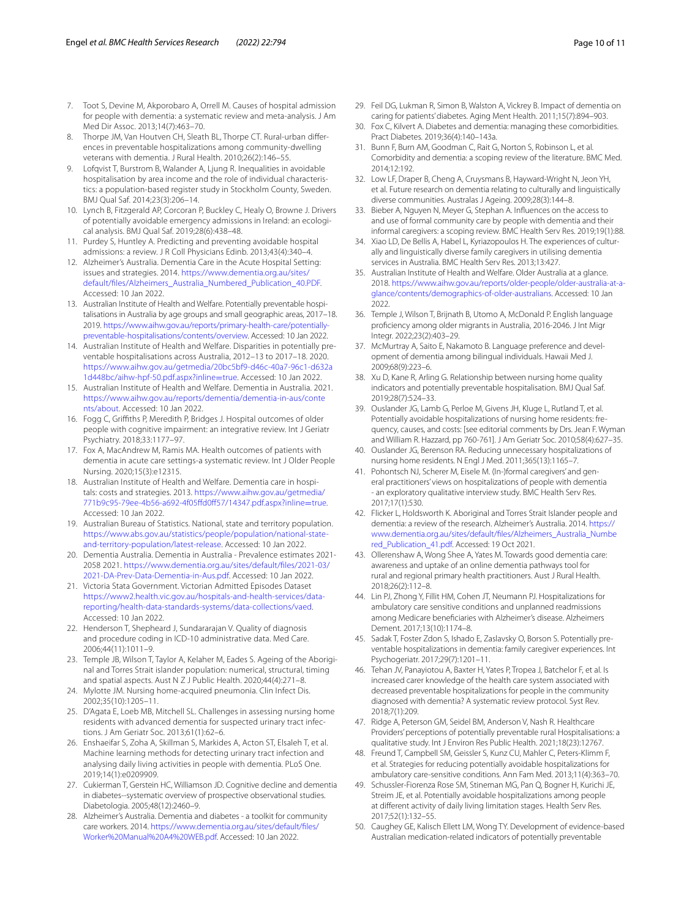7. Toot S, Devine M, Akporobaro A, Orrell M. Causes of hospital admission for people with dementia: a systematic review and meta-analysis. J Am Med Dir Assoc. 2013;14(7):463–70.
8. Thorpe JM, Van Houtven CH, Sleath BL, Thorpe CT. Rural-urban differences in preventable hospitalizations among community-dwelling veterans with dementia. J Rural Health. 2010;26(2):146–55.
9. Lofqvist T, Burstrom B, Walander A, Ljung R. Inequalities in avoidable hospitalisation by area income and the role of individual characteristics: a population-based register study in Stockholm County, Sweden. BMJ Qual Saf. 2014;23(3):206–14.
10. Lynch B, Fitzgerald AP, Corcoran P, Buckley C, Healy O, Browne J. Drivers of potentially avoidable emergency admissions in Ireland: an ecological analysis. BMJ Qual Saf. 2019;28(6):438–48.
11. Purdey S, Huntley A. Predicting and preventing avoidable hospital admissions: a review. J R Coll Physicians Edinb. 2013;43(4):340–4.
12. Alzheimer's Australia. Dementia Care in the Acute Hospital Setting: issues and strategies. 2014. https://www.dementia.org.au/sites/default/files/Alzheimers_Australia_Numbered_Publication_40.PDF. Accessed: 10 Jan 2022.
13. Australian Institute of Health and Welfare. Potentially preventable hospitalisations in Australia by age groups and small geographic areas, 2017–18. 2019. https://www.aihw.gov.au/reports/primary-health-care/potentially-preventable-hospitalisations/contents/overview. Accessed: 10 Jan 2022.
14. Australian Institute of Health and Welfare. Disparities in potentially preventable hospitalisations across Australia, 2012–13 to 2017–18. 2020. https://www.aihw.gov.au/getmedia/20bc5bf9-d46c-40a7-96c1-d632a1d448bc/aihw-hpf-50.pdf.aspx?inline=true. Accessed: 10 Jan 2022.
15. Australian Institute of Health and Welfare. Dementia in Australia. 2021. https://www.aihw.gov.au/reports/dementia/dementia-in-aus/contents/about. Accessed: 10 Jan 2022.
16. Fogg C, Griffiths P, Meredith P, Bridges J. Hospital outcomes of older people with cognitive impairment: an integrative review. Int J Geriatr Psychiatry. 2018;33:1177–97.
17. Fox A, MacAndrew M, Ramis MA. Health outcomes of patients with dementia in acute care settings-a systematic review. Int J Older People Nursing. 2020;15(3):e12315.
18. Australian Institute of Health and Welfare. Dementia care in hospitals: costs and strategies. 2013. https://www.aihw.gov.au/getmedia/771b9c95-79ee-4b56-a692-4f05ffd0ff57/14347.pdf.aspx?inline=true. Accessed: 10 Jan 2022.
19. Australian Bureau of Statistics. National, state and territory population. https://www.abs.gov.au/statistics/people/population/national-state-and-territory-population/latest-release. Accessed: 10 Jan 2022.
20. Dementia Australia. Dementia in Australia - Prevalence estimates 2021-2058 2021. https://www.dementia.org.au/sites/default/files/2021-03/2021-DA-Prev-Data-Dementia-in-Aus.pdf. Accessed: 10 Jan 2022.
21. Victoria Stata Government. Victorian Admitted Episodes Dataset https://www2.health.vic.gov.au/hospitals-and-health-services/data-reporting/health-data-standards-systems/data-collections/vaed. Accessed: 10 Jan 2022.
22. Henderson T, Shepheard J, Sundararajan V. Quality of diagnosis and procedure coding in ICD-10 administrative data. Med Care. 2006;44(11):1011–9.
23. Temple JB, Wilson T, Taylor A, Kelaher M, Eades S. Ageing of the Aboriginal and Torres Strait islander population: numerical, structural, timing and spatial aspects. Aust N Z J Public Health. 2020;44(4):271–8.
24. Mylotte JM. Nursing home-acquired pneumonia. Clin Infect Dis. 2002;35(10):1205–11.
25. D'Agata E, Loeb MB, Mitchell SL. Challenges in assessing nursing home residents with advanced dementia for suspected urinary tract infections. J Am Geriatr Soc. 2013;61(1):62–6.
26. Enshaeifar S, Zoha A, Skillman S, Markides A, Acton ST, Elsaleh T, et al. Machine learning methods for detecting urinary tract infection and analysing daily living activities in people with dementia. PLoS One. 2019;14(1):e0209909.
27. Cukierman T, Gerstein HC, Williamson JD. Cognitive decline and dementia in diabetes--systematic overview of prospective observational studies. Diabetologia. 2005;48(12):2460–9.
28. Alzheimer's Australia. Dementia and diabetes - a toolkit for community care workers. 2014. https://www.dementia.org.au/sites/default/files/Worker%20Manual%20A4%20WEB.pdf. Accessed: 10 Jan 2022.
29. Feil DG, Lukman R, Simon B, Walston A, Vickrey B. Impact of dementia on caring for patients' diabetes. Aging Ment Health. 2011;15(7):894–903.
30. Fox C, Kilvert A. Diabetes and dementia: managing these comorbidities. Pract Diabetes. 2019;36(4):140–143a.
31. Bunn F, Burn AM, Goodman C, Rait G, Norton S, Robinson L, et al. Comorbidity and dementia: a scoping review of the literature. BMC Med. 2014;12:192.
32. Low LF, Draper B, Cheng A, Cruysmans B, Hayward-Wright N, Jeon YH, et al. Future research on dementia relating to culturally and linguistically diverse communities. Australas J Ageing. 2009;28(3):144–8.
33. Bieber A, Nguyen N, Meyer G, Stephan A. Influences on the access to and use of formal community care by people with dementia and their informal caregivers: a scoping review. BMC Health Serv Res. 2019;19(1):88.
34. Xiao LD, De Bellis A, Habel L, Kyriazopoulos H. The experiences of culturally and linguistically diverse family caregivers in utilising dementia services in Australia. BMC Health Serv Res. 2013;13:427.
35. Australian Institute of Health and Welfare. Older Australia at a glance. 2018. https://www.aihw.gov.au/reports/older-people/older-australia-at-a-glance/contents/demographics-of-older-australians. Accessed: 10 Jan 2022.
36. Temple J, Wilson T, Brijnath B, Utomo A, McDonald P. English language proficiency among older migrants in Australia, 2016-2046. J Int Migr Integr. 2022;23(2):403–29.
37. McMurtray A, Saito E, Nakamoto B. Language preference and development of dementia among bilingual individuals. Hawaii Med J. 2009;68(9):223–6.
38. Xu D, Kane R, Arling G. Relationship between nursing home quality indicators and potentially preventable hospitalisation. BMJ Qual Saf. 2019;28(7):524–33.
39. Ouslander JG, Lamb G, Perloe M, Givens JH, Kluge L, Rutland T, et al. Potentially avoidable hospitalizations of nursing home residents: frequency, causes, and costs: [see editorial comments by Drs. Jean F. Wyman and William R. Hazzard, pp 760-761]. J Am Geriatr Soc. 2010;58(4):627–35.
40. Ouslander JG, Berenson RA. Reducing unnecessary hospitalizations of nursing home residents. N Engl J Med. 2011;365(13):1165–7.
41. Pohontsch NJ, Scherer M, Eisele M. (In-)formal caregivers' and general practitioners' views on hospitalizations of people with dementia - an exploratory qualitative interview study. BMC Health Serv Res. 2017;17(1):530.
42. Flicker L, Holdsworth K. Aboriginal and Torres Strait Islander people and dementia: a review of the research. Alzheimer's Australia. 2014. https://www.dementia.org.au/sites/default/files/Alzheimers_Australia_Numbered_Publication_41.pdf. Accessed: 19 Oct 2021.
43. Ollerenshaw A, Wong Shee A, Yates M. Towards good dementia care: awareness and uptake of an online dementia pathways tool for rural and regional primary health practitioners. Aust J Rural Health. 2018;26(2):112–8.
44. Lin PJ, Zhong Y, Fillit HM, Cohen JT, Neumann PJ. Hospitalizations for ambulatory care sensitive conditions and unplanned readmissions among Medicare beneficiaries with Alzheimer's disease. Alzheimers Dement. 2017;13(10):1174–8.
45. Sadak T, Foster Zdon S, Ishado E, Zaslavsky O, Borson S. Potentially preventable hospitalizations in dementia: family caregiver experiences. Int Psychogeriatr. 2017;29(7):1201–11.
46. Tehan JV, Panayiotou A, Baxter H, Yates P, Tropea J, Batchelor F, et al. Is increased carer knowledge of the health care system associated with decreased preventable hospitalizations for people in the community diagnosed with dementia? A systematic review protocol. Syst Rev. 2018;7(1):209.
47. Ridge A, Peterson GM, Seidel BM, Anderson V, Nash R. Healthcare Providers' perceptions of potentially preventable rural Hospitalisations: a qualitative study. Int J Environ Res Public Health. 2021;18(23):12767.
48. Freund T, Campbell SM, Geissler S, Kunz CU, Mahler C, Peters-Klimm F, et al. Strategies for reducing potentially avoidable hospitalizations for ambulatory care-sensitive conditions. Ann Fam Med. 2013;11(4):363–70.
49. Schussler-Fiorenza Rose SM, Stineman MG, Pan Q, Bogner H, Kurichi JE, Streim JE, et al. Potentially avoidable hospitalizations among people at different activity of daily living limitation stages. Health Serv Res. 2017;52(1):132–55.
50. Caughey GE, Kalisch Ellett LM, Wong TY. Development of evidence-based Australian medication-related indicators of potentially preventable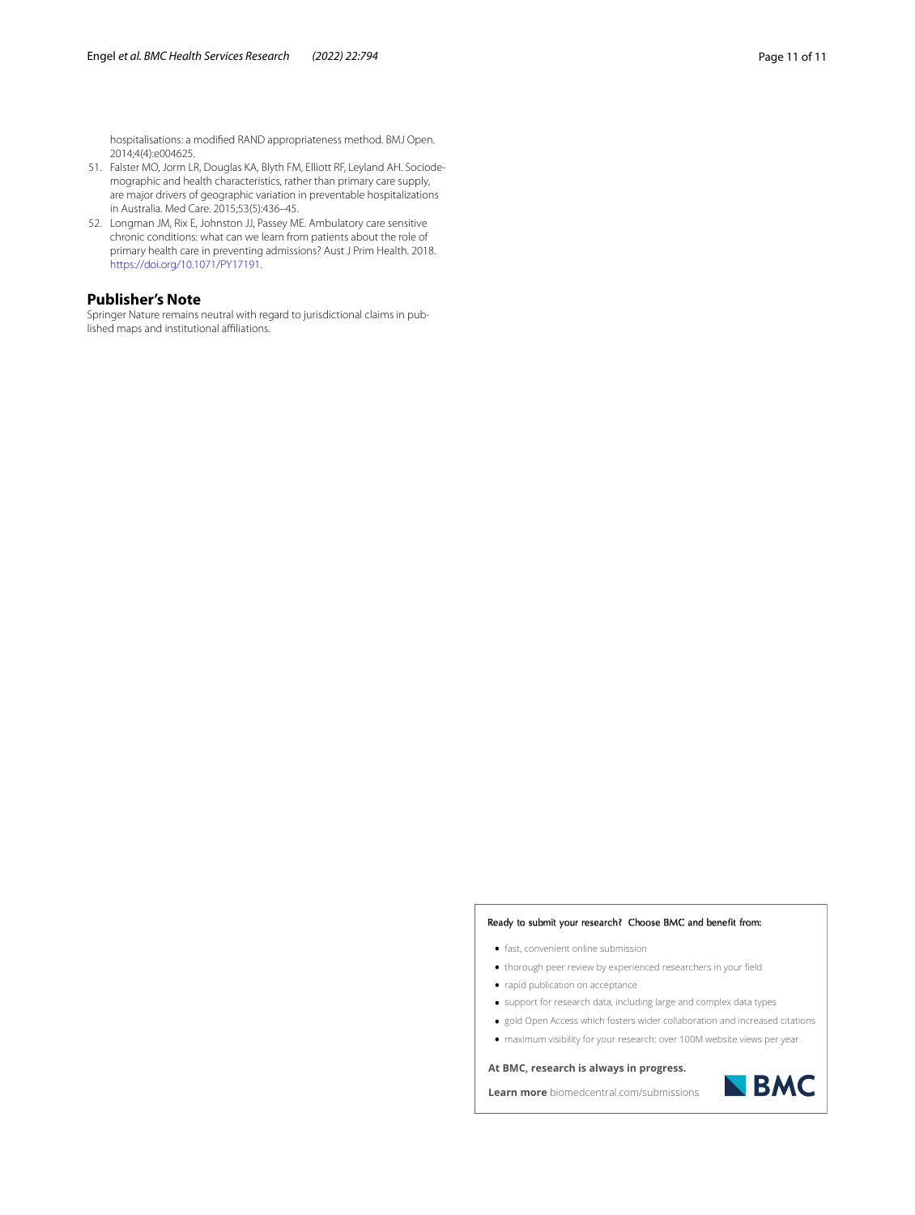hospitalisations: a modified RAND appropriateness method. BMJ Open. 2014;4(4):e004625.

51. Falster MO, Jorm LR, Douglas KA, Blyth FM, Elliott RF, Leyland AH. Sociodemographic and health characteristics, rather than primary care supply, are major drivers of geographic variation in preventable hospitalizations in Australia. Med Care. 2015;53(5):436–45.
52. Longman JM, Rix E, Johnston JJ, Passey ME. Ambulatory care sensitive chronic conditions: what can we learn from patients about the role of primary health care in preventing admissions? Aust J Prim Health. 2018. https://doi.org/10.1071/PY17191.

## Publisher's Note

Springer Nature remains neutral with regard to jurisdictional claims in published maps and institutional affiliations.

Ready to submit your research? Choose BMC and benefit from:

- fast, convenient online submission
- thorough peer review by experienced researchers in your field
- rapid publication on acceptance
- support for research data, including large and complex data types
- gold Open Access which fosters wider collaboration and increased citations
- maximum visibility for your research: over 100M website views per year

**At BMC, research is always in progress.**

**Learn more** biomedcentral.com/submissions

BMC